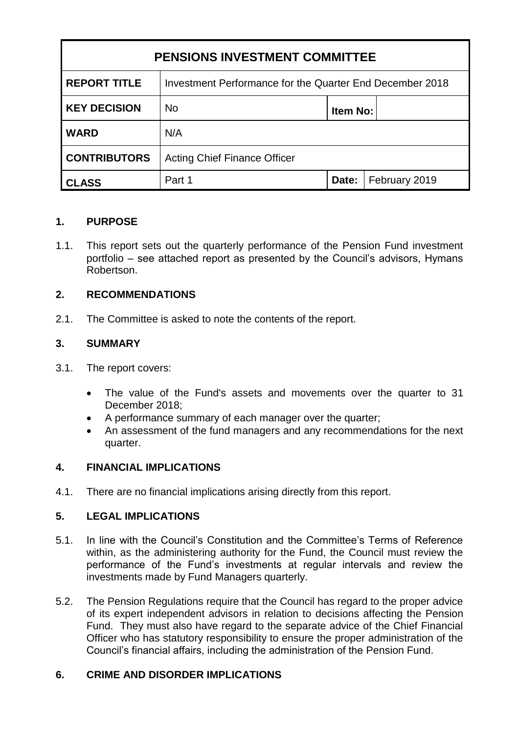| PENSIONS INVESTMENT COMMITTEE | | | |
|---|---|---|---|
| **REPORT TITLE** | Investment Performance for the Quarter End December 2018 | | |
| **KEY DECISION** | No | **Item No:** | |
| **WARD** | N/A | | |
| **CONTRIBUTORS** | Acting Chief Finance Officer | | |
| **CLASS** | Part 1 | **Date:** | February 2019 |

## 1. PURPOSE

1.1. This report sets out the quarterly performance of the Pension Fund investment portfolio – see attached report as presented by the Council's advisors, Hymans Robertson.

## 2. RECOMMENDATIONS

2.1. The Committee is asked to note the contents of the report.

## 3. SUMMARY

3.1. The report covers:

- The value of the Fund's assets and movements over the quarter to 31 December 2018;
- A performance summary of each manager over the quarter;
- An assessment of the fund managers and any recommendations for the next quarter.

## 4. FINANCIAL IMPLICATIONS

4.1. There are no financial implications arising directly from this report.

## 5. LEGAL IMPLICATIONS

5.1. In line with the Council's Constitution and the Committee's Terms of Reference within, as the administering authority for the Fund, the Council must review the performance of the Fund's investments at regular intervals and review the investments made by Fund Managers quarterly.

5.2. The Pension Regulations require that the Council has regard to the proper advice of its expert independent advisors in relation to decisions affecting the Pension Fund. They must also have regard to the separate advice of the Chief Financial Officer who has statutory responsibility to ensure the proper administration of the Council's financial affairs, including the administration of the Pension Fund.

## 6. CRIME AND DISORDER IMPLICATIONS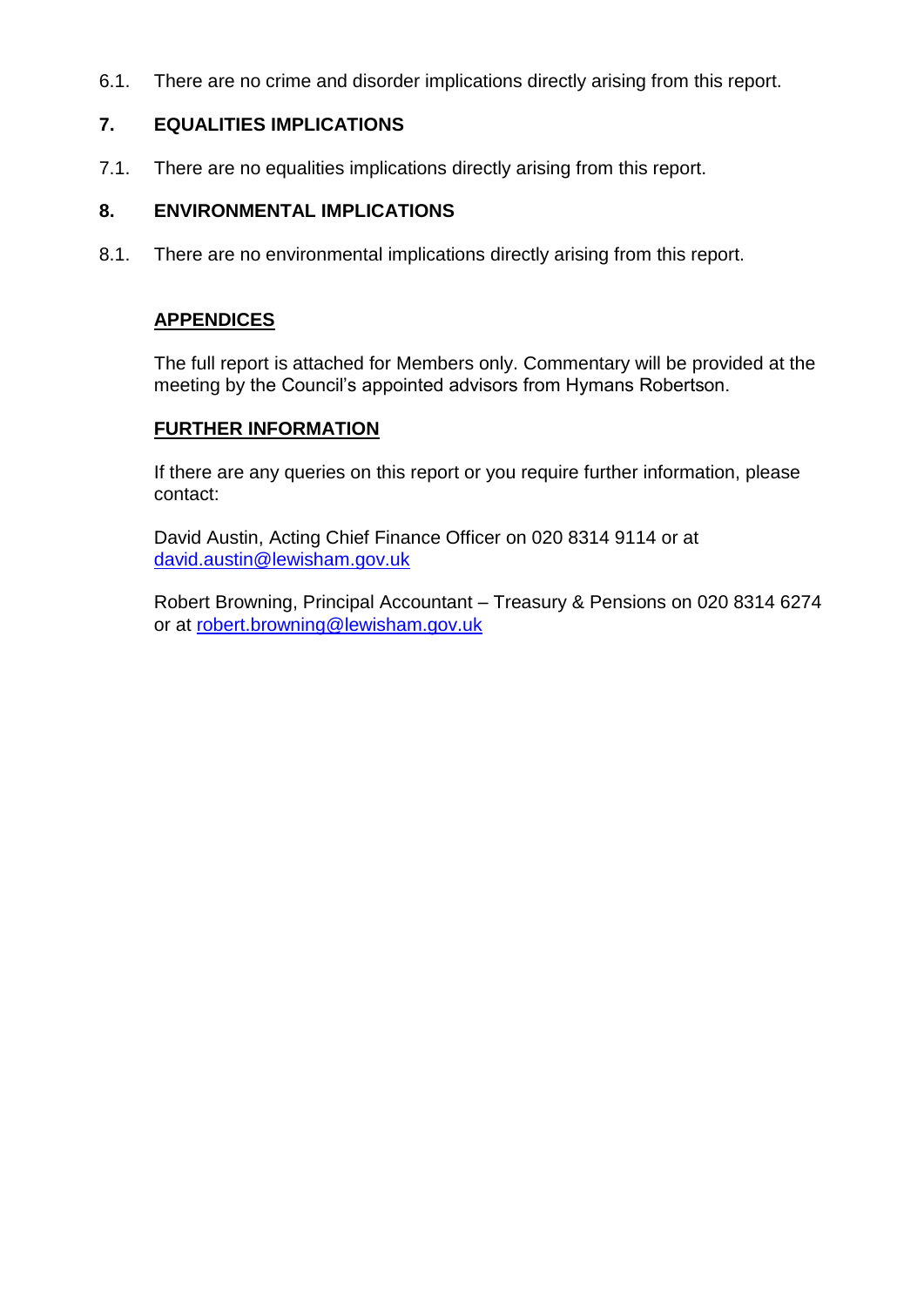6.1. There are no crime and disorder implications directly arising from this report.

## 7. EQUALITIES IMPLICATIONS

7.1. There are no equalities implications directly arising from this report.

## 8. ENVIRONMENTAL IMPLICATIONS

8.1. There are no environmental implications directly arising from this report.

### APPENDICES

The full report is attached for Members only. Commentary will be provided at the meeting by the Council's appointed advisors from Hymans Robertson.

### FURTHER INFORMATION

If there are any queries on this report or you require further information, please contact:

David Austin, Acting Chief Finance Officer on 020 8314 9114 or at david.austin@lewisham.gov.uk

Robert Browning, Principal Accountant – Treasury & Pensions on 020 8314 6274 or at robert.browning@lewisham.gov.uk